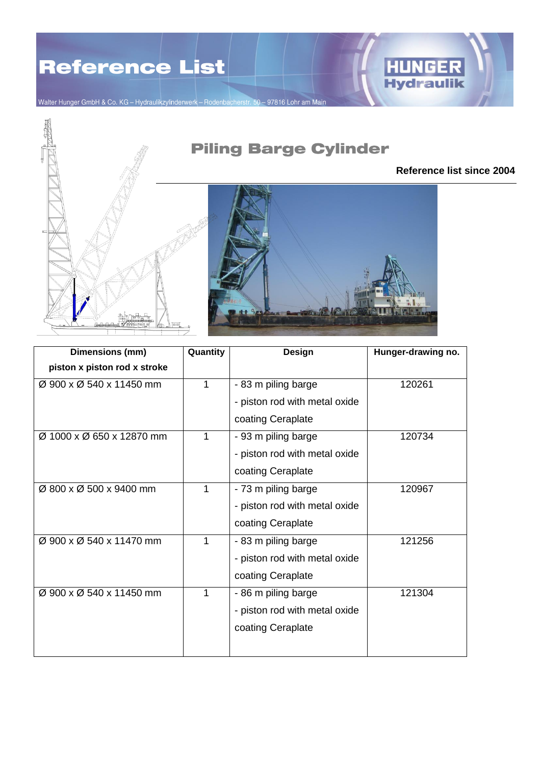# Reference List

Walter Hunger GmbH & Co. KG – Hydraulikzylinderwerk – Rodenbacherstr. 50 – 97816 Lohr am Main

HUNGER Hydraulik

## Piling Barge Cylinder

**Reference list since 2004**

| Dimensions (mm)<br>piston x piston rod x stroke | Quantity | Design | Hunger-drawing no. |
|---|---|---|---|
| Ø 900 x Ø 540 x 11450 mm | 1 | - 83 m piling barge<br>- piston rod with metal oxide coating Ceraplate | 120261 |
| Ø 1000 x Ø 650 x 12870 mm | 1 | - 93 m piling barge<br>- piston rod with metal oxide coating Ceraplate | 120734 |
| Ø 800 x Ø 500 x 9400 mm | 1 | - 73 m piling barge<br>- piston rod with metal oxide coating Ceraplate | 120967 |
| Ø 900 x Ø 540 x 11470 mm | 1 | - 83 m piling barge<br>- piston rod with metal oxide coating Ceraplate | 121256 |
| Ø 900 x Ø 540 x 11450 mm | 1 | - 86 m piling barge<br>- piston rod with metal oxide coating Ceraplate | 121304 |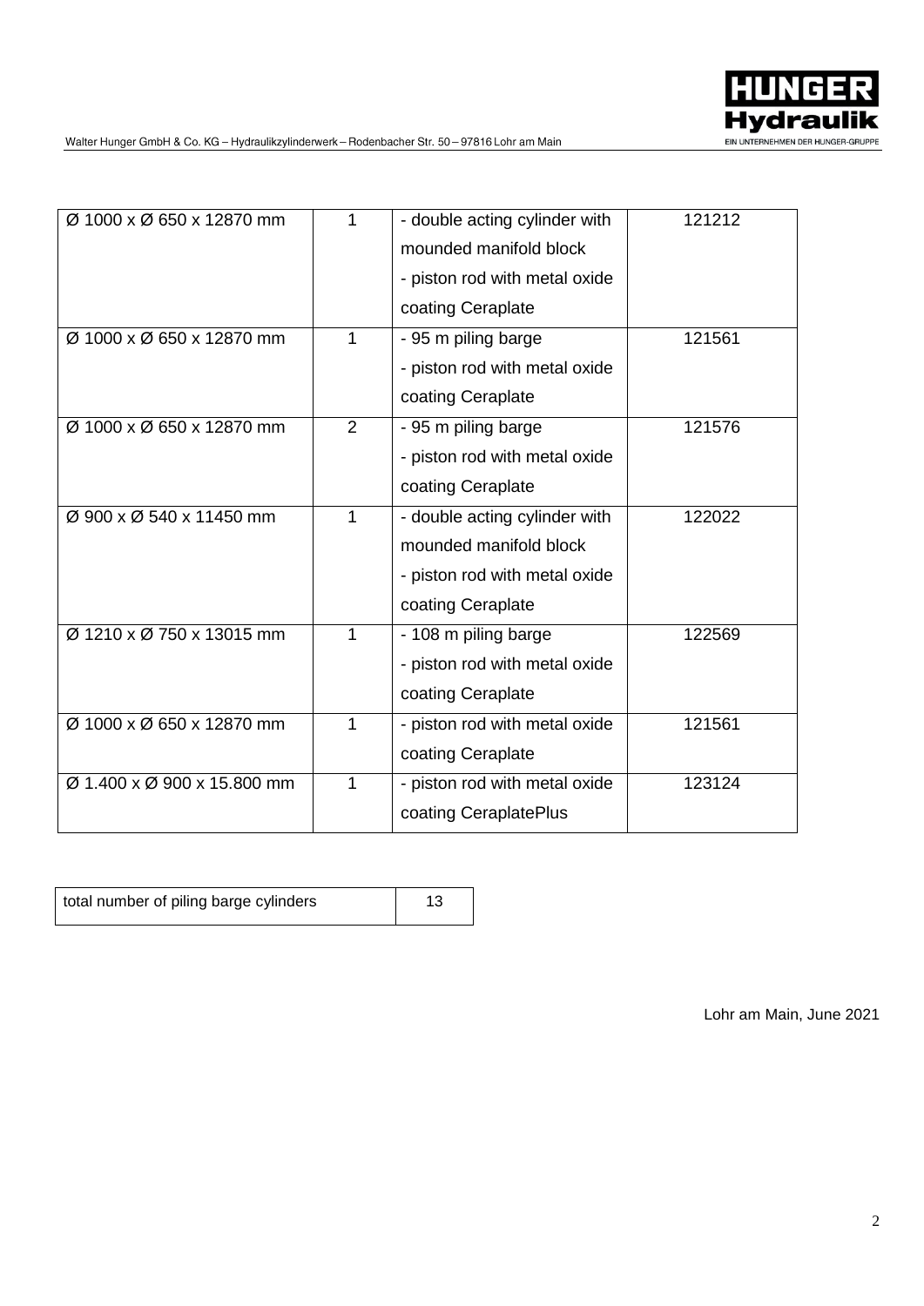| | | | |
|---|---|---|---|
| Ø 1000 x Ø 650 x 12870 mm | 1 | - double acting cylinder with mounded manifold block<br>- piston rod with metal oxide coating Ceraplate | 121212 |
| Ø 1000 x Ø 650 x 12870 mm | 1 | - 95 m piling barge<br>- piston rod with metal oxide coating Ceraplate | 121561 |
| Ø 1000 x Ø 650 x 12870 mm | 2 | - 95 m piling barge<br>- piston rod with metal oxide coating Ceraplate | 121576 |
| Ø 900 x Ø 540 x 11450 mm | 1 | - double acting cylinder with mounded manifold block<br>- piston rod with metal oxide coating Ceraplate | 122022 |
| Ø 1210 x Ø 750 x 13015 mm | 1 | - 108 m piling barge<br>- piston rod with metal oxide coating Ceraplate | 122569 |
| Ø 1000 x Ø 650 x 12870 mm | 1 | - piston rod with metal oxide coating Ceraplate | 121561 |
| Ø 1.400 x Ø 900 x 15.800 mm | 1 | - piston rod with metal oxide coating CeraplatePlus | 123124 |

| | |
|---|---|
| total number of piling barge cylinders | 13 |

Lohr am Main, June 2021